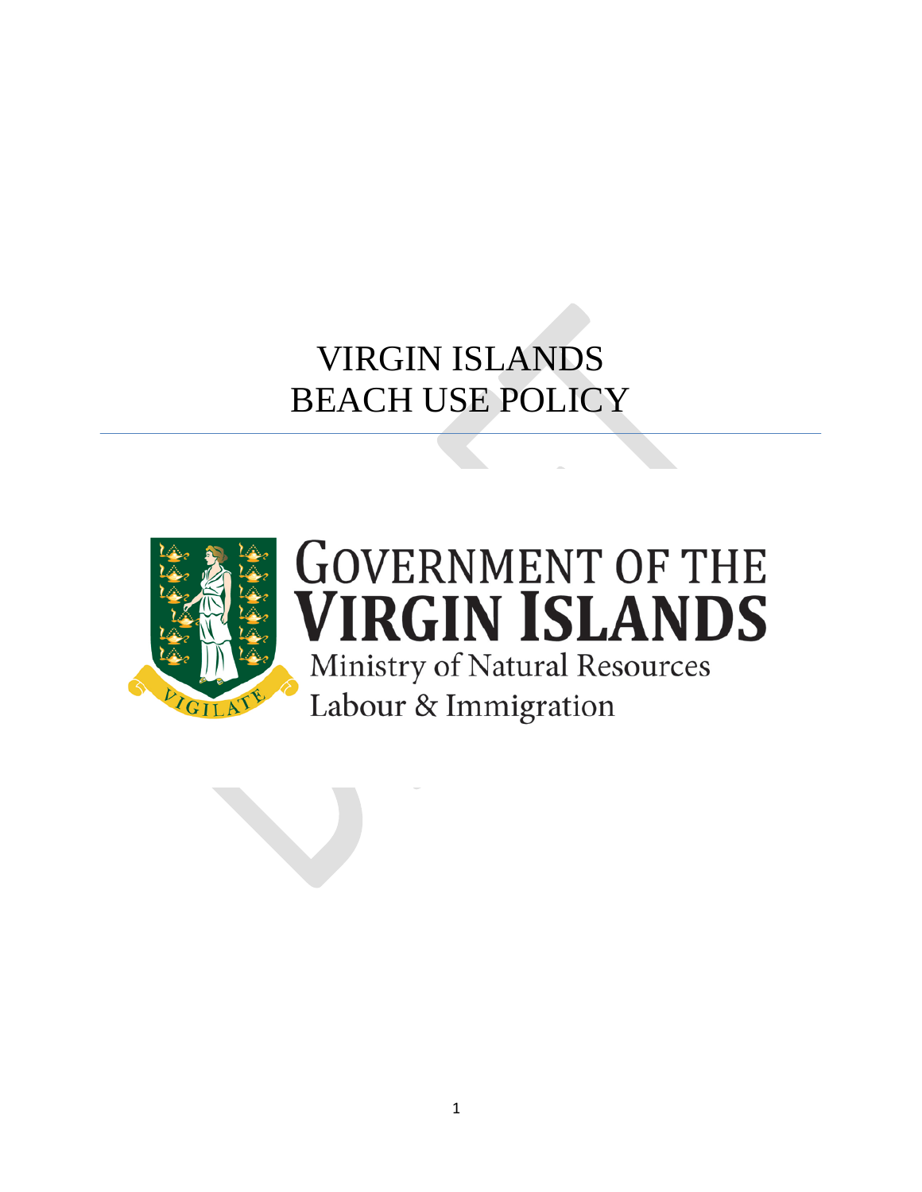# VIRGIN ISLANDS
# BEACH USE POLICY

---

GOVERNMENT OF THE
VIRGIN ISLANDS
Ministry of Natural Resources
Labour & Immigration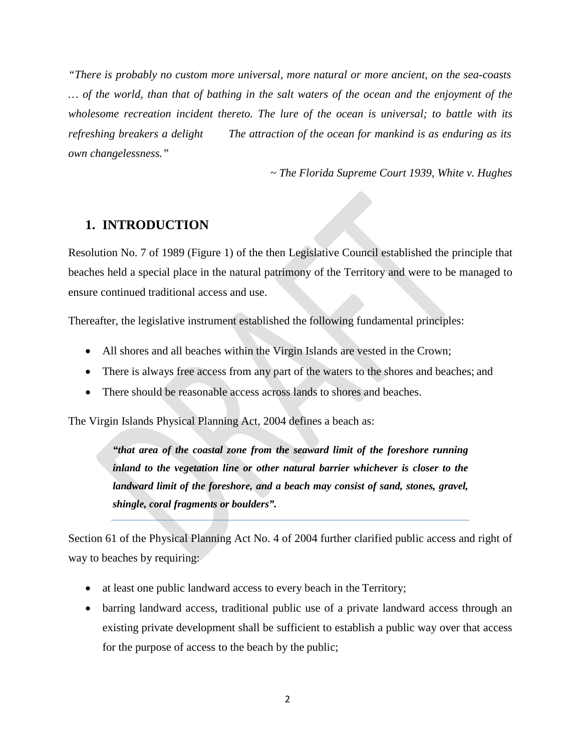*"There is probably no custom more universal, more natural or more ancient, on the sea-coasts … of the world, than that of bathing in the salt waters of the ocean and the enjoyment of the wholesome recreation incident thereto. The lure of the ocean is universal; to battle with its refreshing breakers a delight The attraction of the ocean for mankind is as enduring as its own changelessness."*

*~ The Florida Supreme Court 1939, White v. Hughes*

## 1. INTRODUCTION

Resolution No. 7 of 1989 (Figure 1) of the then Legislative Council established the principle that beaches held a special place in the natural patrimony of the Territory and were to be managed to ensure continued traditional access and use.

Thereafter, the legislative instrument established the following fundamental principles:

- All shores and all beaches within the Virgin Islands are vested in the Crown;
- There is always free access from any part of the waters to the shores and beaches; and
- There should be reasonable access across lands to shores and beaches.

The Virgin Islands Physical Planning Act, 2004 defines a beach as:

> ***"that area of the coastal zone from the seaward limit of the foreshore running inland to the vegetation line or other natural barrier whichever is closer to the landward limit of the foreshore, and a beach may consist of sand, stones, gravel, shingle, coral fragments or boulders".***

Section 61 of the Physical Planning Act No. 4 of 2004 further clarified public access and right of way to beaches by requiring:

- at least one public landward access to every beach in the Territory;
- barring landward access, traditional public use of a private landward access through an existing private development shall be sufficient to establish a public way over that access for the purpose of access to the beach by the public;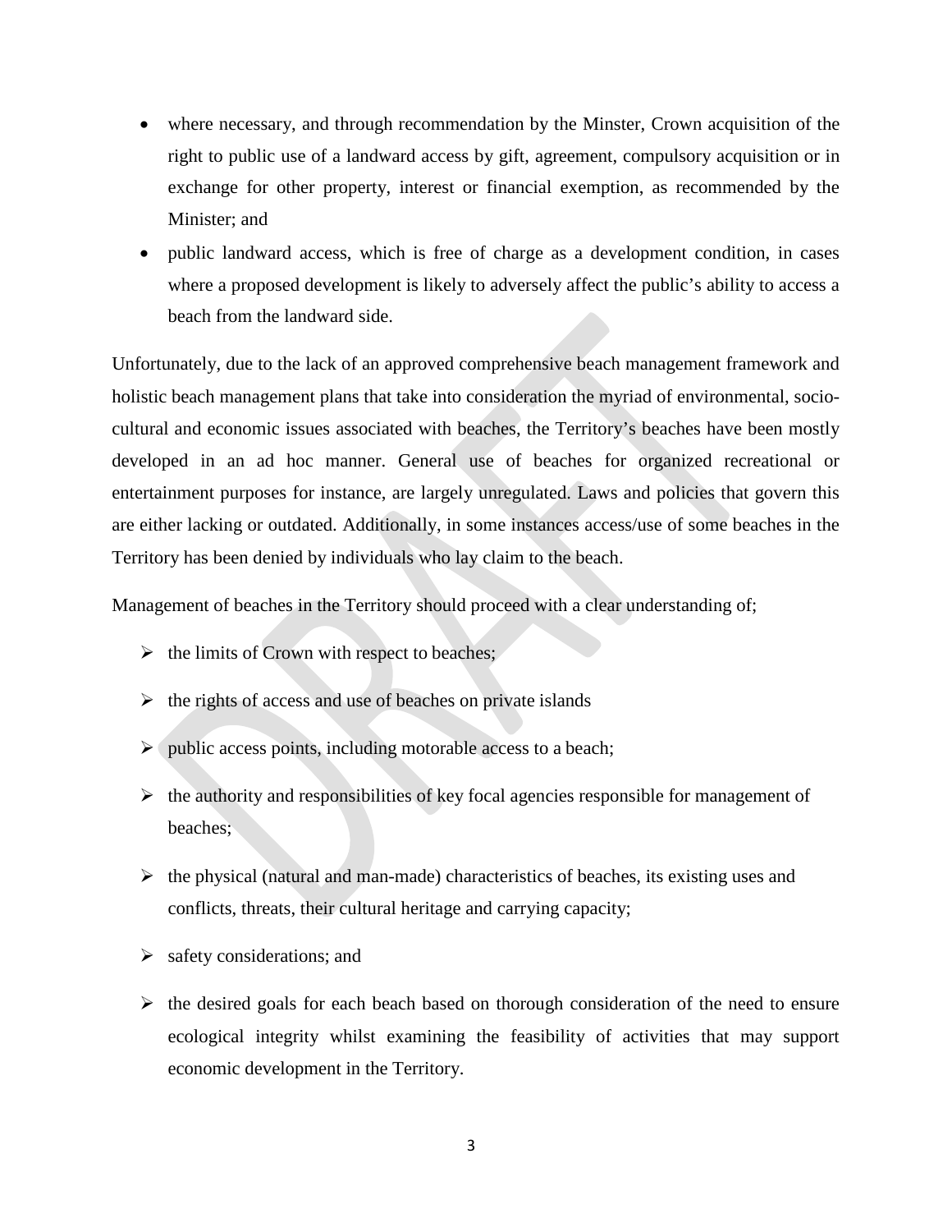- where necessary, and through recommendation by the Minster, Crown acquisition of the right to public use of a landward access by gift, agreement, compulsory acquisition or in exchange for other property, interest or financial exemption, as recommended by the Minister; and
- public landward access, which is free of charge as a development condition, in cases where a proposed development is likely to adversely affect the public's ability to access a beach from the landward side.

Unfortunately, due to the lack of an approved comprehensive beach management framework and holistic beach management plans that take into consideration the myriad of environmental, socio-cultural and economic issues associated with beaches, the Territory's beaches have been mostly developed in an ad hoc manner. General use of beaches for organized recreational or entertainment purposes for instance, are largely unregulated. Laws and policies that govern this are either lacking or outdated. Additionally, in some instances access/use of some beaches in the Territory has been denied by individuals who lay claim to the beach.

Management of beaches in the Territory should proceed with a clear understanding of;

- the limits of Crown with respect to beaches;
- the rights of access and use of beaches on private islands
- public access points, including motorable access to a beach;
- the authority and responsibilities of key focal agencies responsible for management of beaches;
- the physical (natural and man-made) characteristics of beaches, its existing uses and conflicts, threats, their cultural heritage and carrying capacity;
- safety considerations; and
- the desired goals for each beach based on thorough consideration of the need to ensure ecological integrity whilst examining the feasibility of activities that may support economic development in the Territory.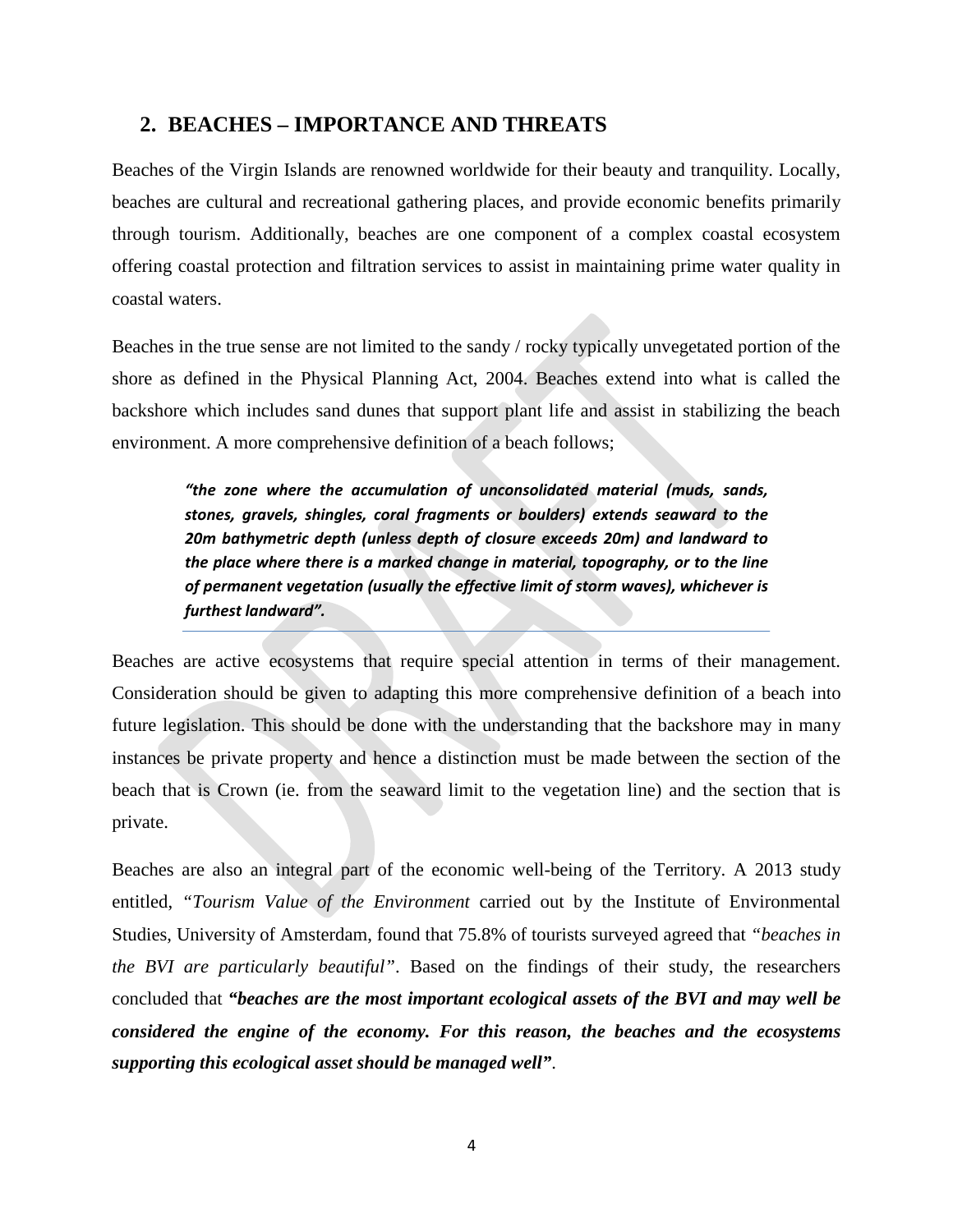## 2. BEACHES – IMPORTANCE AND THREATS

Beaches of the Virgin Islands are renowned worldwide for their beauty and tranquility. Locally, beaches are cultural and recreational gathering places, and provide economic benefits primarily through tourism. Additionally, beaches are one component of a complex coastal ecosystem offering coastal protection and filtration services to assist in maintaining prime water quality in coastal waters.

Beaches in the true sense are not limited to the sandy / rocky typically unvegetated portion of the shore as defined in the Physical Planning Act, 2004. Beaches extend into what is called the backshore which includes sand dunes that support plant life and assist in stabilizing the beach environment. A more comprehensive definition of a beach follows;

> ***"the zone where the accumulation of unconsolidated material (muds, sands, stones, gravels, shingles, coral fragments or boulders) extends seaward to the 20m bathymetric depth (unless depth of closure exceeds 20m) and landward to the place where there is a marked change in material, topography, or to the line of permanent vegetation (usually the effective limit of storm waves), whichever is furthest landward".***

Beaches are active ecosystems that require special attention in terms of their management. Consideration should be given to adapting this more comprehensive definition of a beach into future legislation. This should be done with the understanding that the backshore may in many instances be private property and hence a distinction must be made between the section of the beach that is Crown (ie. from the seaward limit to the vegetation line) and the section that is private.

Beaches are also an integral part of the economic well-being of the Territory. A 2013 study entitled, "*Tourism Value of the Environment* carried out by the Institute of Environmental Studies, University of Amsterdam, found that 75.8% of tourists surveyed agreed that *"beaches in the BVI are particularly beautiful"*. Based on the findings of their study, the researchers concluded that ***"beaches are the most important ecological assets of the BVI and may well be considered the engine of the economy. For this reason, the beaches and the ecosystems supporting this ecological asset should be managed well"***.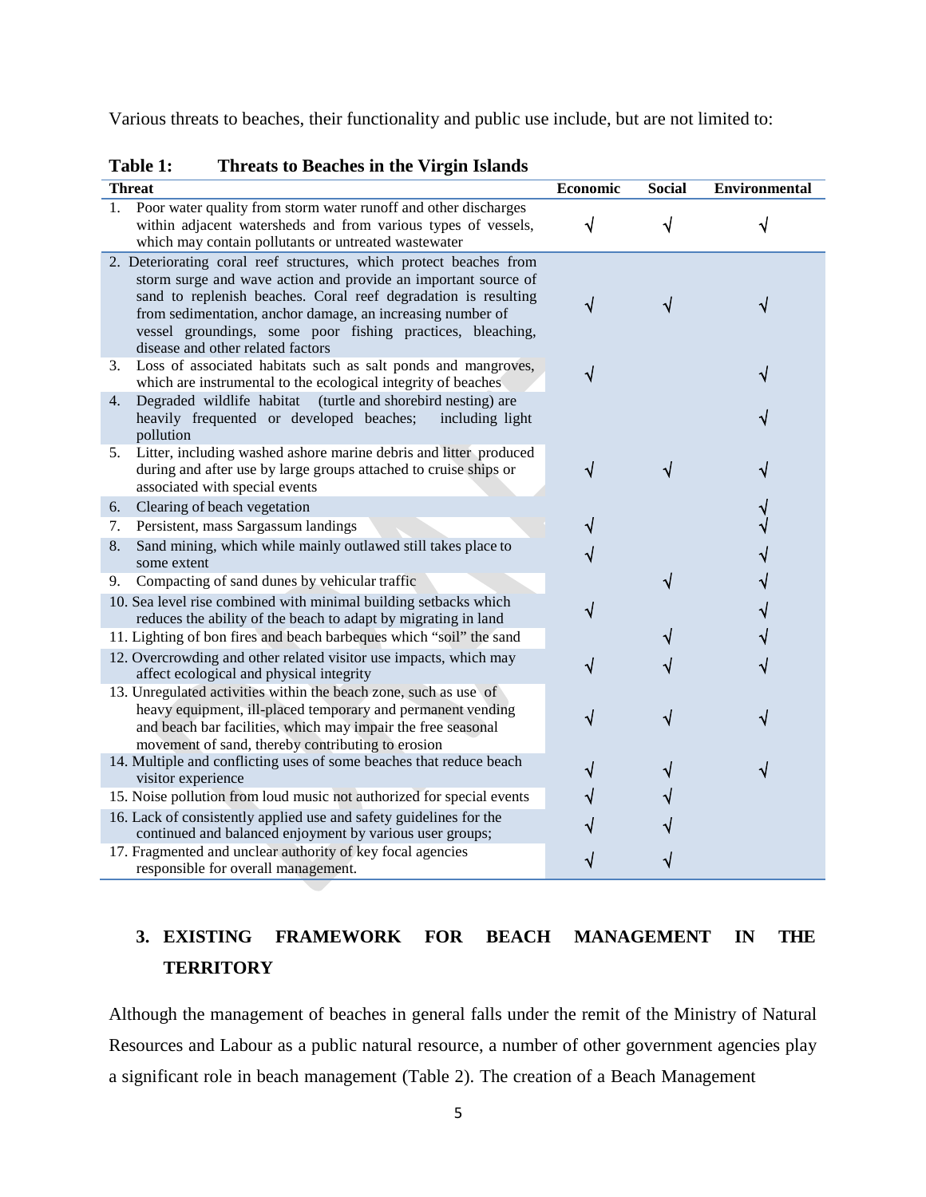Various threats to beaches, their functionality and public use include, but are not limited to:

**Table 1: Threats to Beaches in the Virgin Islands**

| Threat | Economic | Social | Environmental |
|---|---|---|---|
| 1. Poor water quality from storm water runoff and other discharges within adjacent watersheds and from various types of vessels, which may contain pollutants or untreated wastewater | √ | √ | √ |
| 2. Deteriorating coral reef structures, which protect beaches from storm surge and wave action and provide an important source of sand to replenish beaches. Coral reef degradation is resulting from sedimentation, anchor damage, an increasing number of vessel groundings, some poor fishing practices, bleaching, disease and other related factors | √ | √ | √ |
| 3. Loss of associated habitats such as salt ponds and mangroves, which are instrumental to the ecological integrity of beaches | √ | | √ |
| 4. Degraded wildlife habitat (turtle and shorebird nesting) are heavily frequented or developed beaches; including light pollution | | | √ |
| 5. Litter, including washed ashore marine debris and litter produced during and after use by large groups attached to cruise ships or associated with special events | √ | √ | √ |
| 6. Clearing of beach vegetation | | | √ |
| 7. Persistent, mass Sargassum landings | √ | | √ |
| 8. Sand mining, which while mainly outlawed still takes place to some extent | √ | | √ |
| 9. Compacting of sand dunes by vehicular traffic | | √ | √ |
| 10. Sea level rise combined with minimal building setbacks which reduces the ability of the beach to adapt by migrating in land | √ | | √ |
| 11. Lighting of bon fires and beach barbeques which "soil" the sand | | √ | √ |
| 12. Overcrowding and other related visitor use impacts, which may affect ecological and physical integrity | √ | √ | √ |
| 13. Unregulated activities within the beach zone, such as use of heavy equipment, ill-placed temporary and permanent vending and beach bar facilities, which may impair the free seasonal movement of sand, thereby contributing to erosion | √ | √ | √ |
| 14. Multiple and conflicting uses of some beaches that reduce beach visitor experience | √ | √ | √ |
| 15. Noise pollution from loud music not authorized for special events | √ | √ | |
| 16. Lack of consistently applied use and safety guidelines for the continued and balanced enjoyment by various user groups; | √ | √ | |
| 17. Fragmented and unclear authority of key focal agencies responsible for overall management. | √ | √ | |

## 3. EXISTING FRAMEWORK FOR BEACH MANAGEMENT IN THE TERRITORY

Although the management of beaches in general falls under the remit of the Ministry of Natural Resources and Labour as a public natural resource, a number of other government agencies play a significant role in beach management (Table 2). The creation of a Beach Management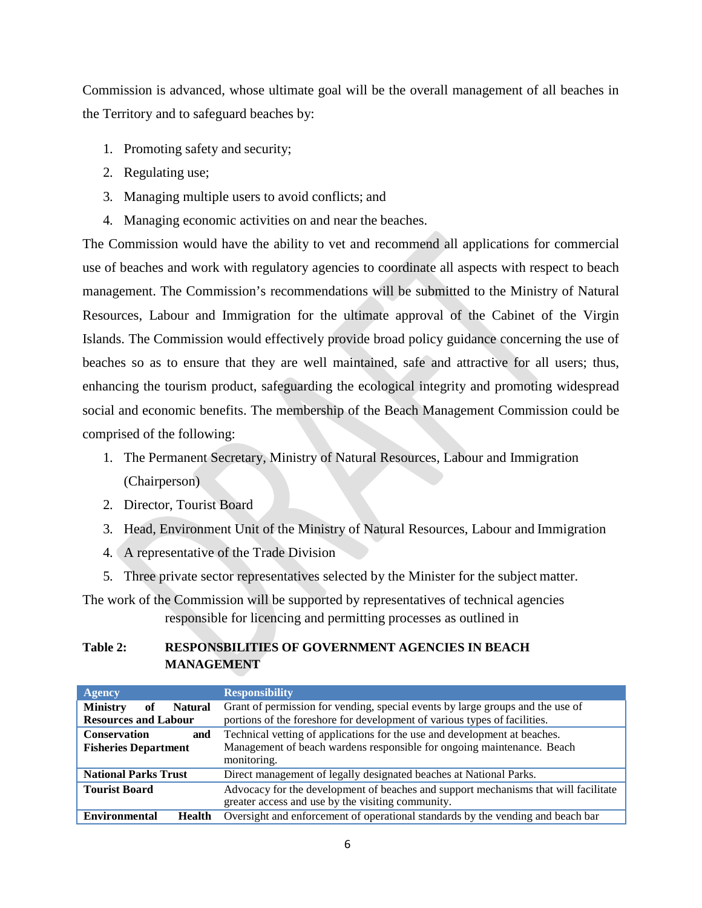Commission is advanced, whose ultimate goal will be the overall management of all beaches in the Territory and to safeguard beaches by:

1. Promoting safety and security;
2. Regulating use;
3. Managing multiple users to avoid conflicts; and
4. Managing economic activities on and near the beaches.

The Commission would have the ability to vet and recommend all applications for commercial use of beaches and work with regulatory agencies to coordinate all aspects with respect to beach management. The Commission's recommendations will be submitted to the Ministry of Natural Resources, Labour and Immigration for the ultimate approval of the Cabinet of the Virgin Islands. The Commission would effectively provide broad policy guidance concerning the use of beaches so as to ensure that they are well maintained, safe and attractive for all users; thus, enhancing the tourism product, safeguarding the ecological integrity and promoting widespread social and economic benefits. The membership of the Beach Management Commission could be comprised of the following:

1. The Permanent Secretary, Ministry of Natural Resources, Labour and Immigration (Chairperson)
2. Director, Tourist Board
3. Head, Environment Unit of the Ministry of Natural Resources, Labour and Immigration
4. A representative of the Trade Division
5. Three private sector representatives selected by the Minister for the subject matter.

The work of the Commission will be supported by representatives of technical agencies responsible for licencing and permitting processes as outlined in

**Table 2: RESPONSBILITIES OF GOVERNMENT AGENCIES IN BEACH MANAGEMENT**

| Agency | Responsibility |
|---|---|
| **Ministry of Natural Resources and Labour** | Grant of permission for vending, special events by large groups and the use of portions of the foreshore for development of various types of facilities. |
| **Conservation and Fisheries Department** | Technical vetting of applications for the use and development at beaches. Management of beach wardens responsible for ongoing maintenance. Beach monitoring. |
| **National Parks Trust** | Direct management of legally designated beaches at National Parks. |
| **Tourist Board** | Advocacy for the development of beaches and support mechanisms that will facilitate greater access and use by the visiting community. |
| **Environmental Health** | Oversight and enforcement of operational standards by the vending and beach bar |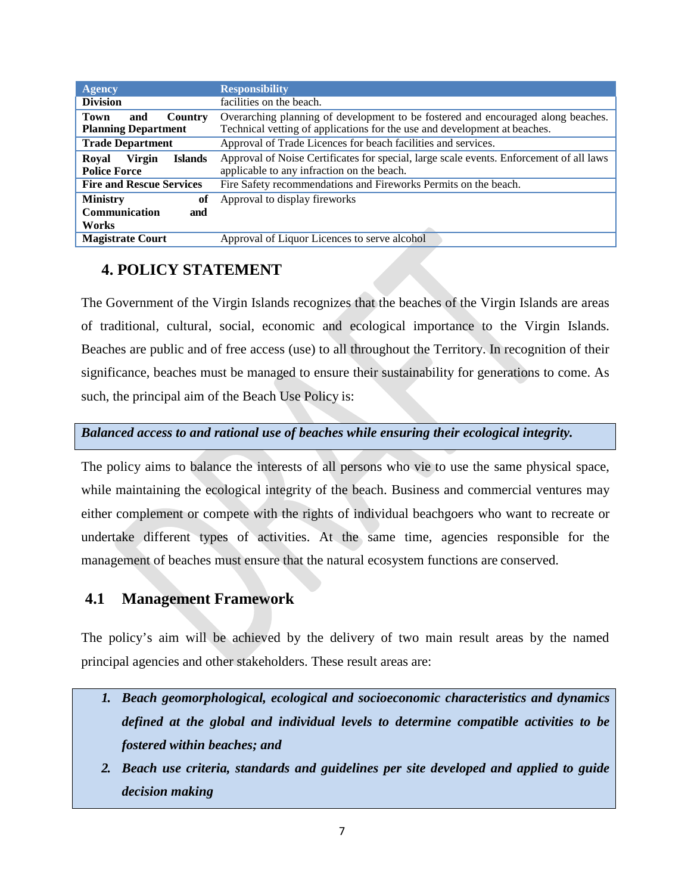| Agency | Responsibility |
|---|---|
| **Division** | facilities on the beach. |
| **Town and Country Planning Department** | Overarching planning of development to be fostered and encouraged along beaches. Technical vetting of applications for the use and development at beaches. |
| **Trade Department** | Approval of Trade Licences for beach facilities and services. |
| **Royal Virgin Islands Police Force** | Approval of Noise Certificates for special, large scale events. Enforcement of all laws applicable to any infraction on the beach. |
| **Fire and Rescue Services** | Fire Safety recommendations and Fireworks Permits on the beach. |
| **Ministry of Communication and Works** | Approval to display fireworks |
| **Magistrate Court** | Approval of Liquor Licences to serve alcohol |

## 4. POLICY STATEMENT

The Government of the Virgin Islands recognizes that the beaches of the Virgin Islands are areas of traditional, cultural, social, economic and ecological importance to the Virgin Islands. Beaches are public and of free access (use) to all throughout the Territory. In recognition of their significance, beaches must be managed to ensure their sustainability for generations to come. As such, the principal aim of the Beach Use Policy is:

***Balanced access to and rational use of beaches while ensuring their ecological integrity.***

The policy aims to balance the interests of all persons who vie to use the same physical space, while maintaining the ecological integrity of the beach. Business and commercial ventures may either complement or compete with the rights of individual beachgoers who want to recreate or undertake different types of activities. At the same time, agencies responsible for the management of beaches must ensure that the natural ecosystem functions are conserved.

### 4.1 Management Framework

The policy's aim will be achieved by the delivery of two main result areas by the named principal agencies and other stakeholders. These result areas are:

1. ***Beach geomorphological, ecological and socioeconomic characteristics and dynamics defined at the global and individual levels to determine compatible activities to be fostered within beaches; and***
2. ***Beach use criteria, standards and guidelines per site developed and applied to guide decision making***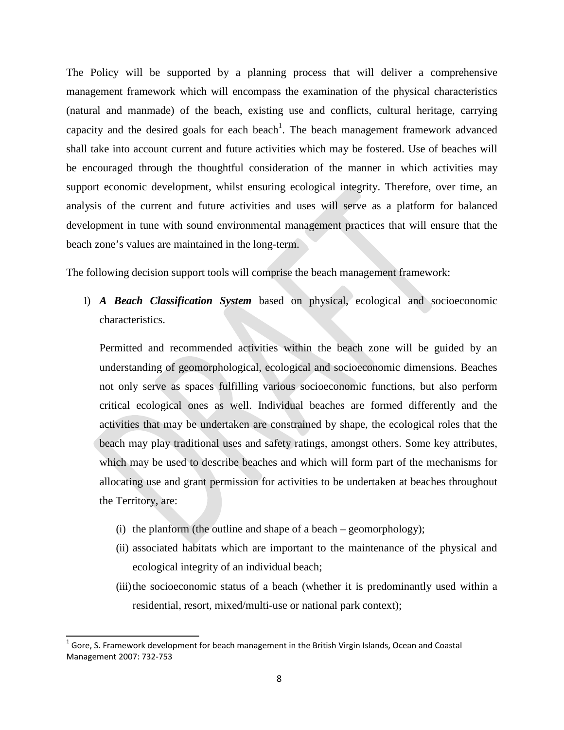The Policy will be supported by a planning process that will deliver a comprehensive management framework which will encompass the examination of the physical characteristics (natural and manmade) of the beach, existing use and conflicts, cultural heritage, carrying capacity and the desired goals for each beach[1]. The beach management framework advanced shall take into account current and future activities which may be fostered. Use of beaches will be encouraged through the thoughtful consideration of the manner in which activities may support economic development, whilst ensuring ecological integrity. Therefore, over time, an analysis of the current and future activities and uses will serve as a platform for balanced development in tune with sound environmental management practices that will ensure that the beach zone's values are maintained in the long-term.

The following decision support tools will comprise the beach management framework:

1) ***A Beach Classification System*** based on physical, ecological and socioeconomic characteristics.

   Permitted and recommended activities within the beach zone will be guided by an understanding of geomorphological, ecological and socioeconomic dimensions. Beaches not only serve as spaces fulfilling various socioeconomic functions, but also perform critical ecological ones as well. Individual beaches are formed differently and the activities that may be undertaken are constrained by shape, the ecological roles that the beach may play traditional uses and safety ratings, amongst others. Some key attributes, which may be used to describe beaches and which will form part of the mechanisms for allocating use and grant permission for activities to be undertaken at beaches throughout the Territory, are:

   (i) the planform (the outline and shape of a beach – geomorphology);
   (ii) associated habitats which are important to the maintenance of the physical and ecological integrity of an individual beach;
   (iii) the socioeconomic status of a beach (whether it is predominantly used within a residential, resort, mixed/multi-use or national park context);

---

[1] Gore, S. Framework development for beach management in the British Virgin Islands, Ocean and Coastal Management 2007: 732-753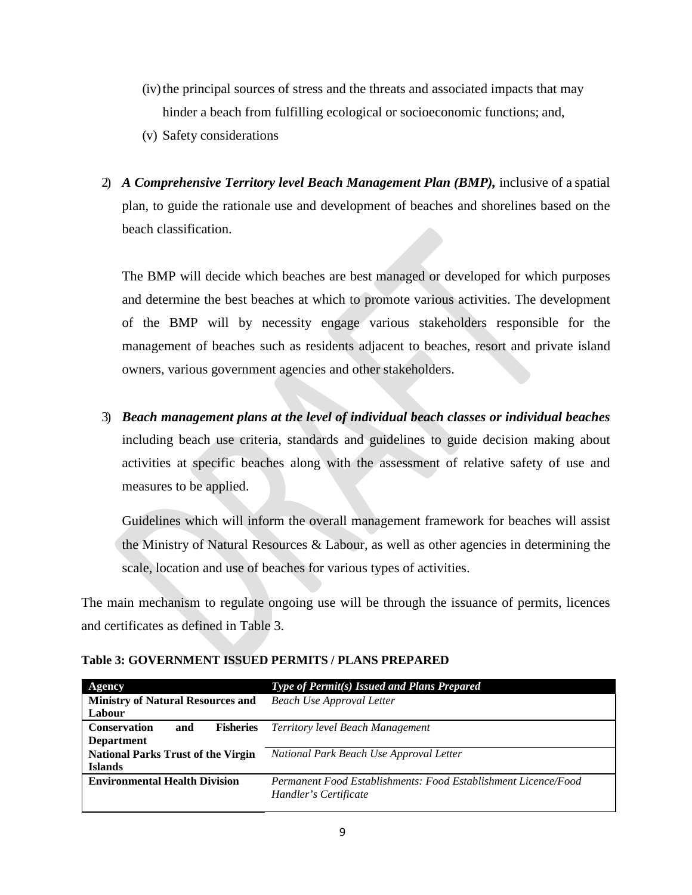(iv) the principal sources of stress and the threats and associated impacts that may hinder a beach from fulfilling ecological or socioeconomic functions; and,

(v) Safety considerations

2) ***A Comprehensive Territory level Beach Management Plan (BMP),*** inclusive of a spatial plan, to guide the rationale use and development of beaches and shorelines based on the beach classification.

   The BMP will decide which beaches are best managed or developed for which purposes and determine the best beaches at which to promote various activities. The development of the BMP will by necessity engage various stakeholders responsible for the management of beaches such as residents adjacent to beaches, resort and private island owners, various government agencies and other stakeholders.

3) ***Beach management plans at the level of individual beach classes or individual beaches*** including beach use criteria, standards and guidelines to guide decision making about activities at specific beaches along with the assessment of relative safety of use and measures to be applied.

   Guidelines which will inform the overall management framework for beaches will assist the Ministry of Natural Resources & Labour, as well as other agencies in determining the scale, location and use of beaches for various types of activities.

The main mechanism to regulate ongoing use will be through the issuance of permits, licences and certificates as defined in Table 3.

**Table 3: GOVERNMENT ISSUED PERMITS / PLANS PREPARED**

| **Agency** | ***Type of Permit(s) Issued and Plans Prepared*** |
|---|---|
| **Ministry of Natural Resources and Labour** | *Beach Use Approval Letter* |
| **Conservation and Fisheries Department** | *Territory level Beach Management* |
| **National Parks Trust of the Virgin Islands** | *National Park Beach Use Approval Letter* |
| **Environmental Health Division** | *Permanent Food Establishments: Food Establishment Licence/Food Handler's Certificate* |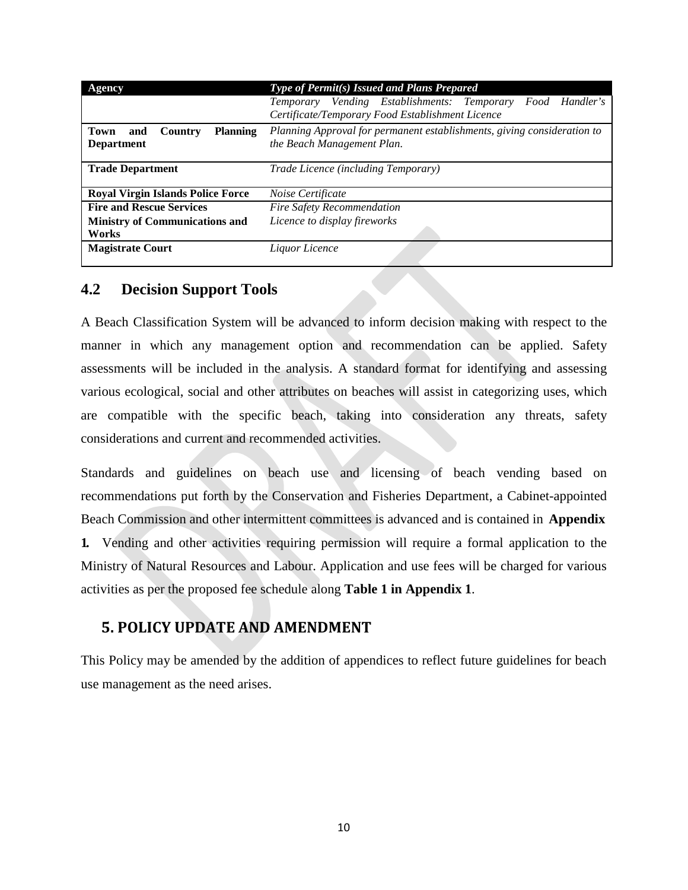| Agency | *Type of Permit(s) Issued and Plans Prepared* |
|---|---|
| | *Temporary Vending Establishments: Temporary Food Handler's Certificate/Temporary Food Establishment Licence* |
| **Town and Country Planning Department** | *Planning Approval for permanent establishments, giving consideration to the Beach Management Plan.* |
| **Trade Department** | *Trade Licence (including Temporary)* |
| **Royal Virgin Islands Police Force** | *Noise Certificate* |
| **Fire and Rescue Services** | *Fire Safety Recommendation* |
| **Ministry of Communications and Works** | *Licence to display fireworks* |
| **Magistrate Court** | *Liquor Licence* |

## 4.2 Decision Support Tools

A Beach Classification System will be advanced to inform decision making with respect to the manner in which any management option and recommendation can be applied. Safety assessments will be included in the analysis. A standard format for identifying and assessing various ecological, social and other attributes on beaches will assist in categorizing uses, which are compatible with the specific beach, taking into consideration any threats, safety considerations and current and recommended activities.

Standards and guidelines on beach use and licensing of beach vending based on recommendations put forth by the Conservation and Fisheries Department, a Cabinet-appointed Beach Commission and other intermittent committees is advanced and is contained in **Appendix 1.** Vending and other activities requiring permission will require a formal application to the Ministry of Natural Resources and Labour. Application and use fees will be charged for various activities as per the proposed fee schedule along **Table 1 in Appendix 1**.

# 5. POLICY UPDATE AND AMENDMENT

This Policy may be amended by the addition of appendices to reflect future guidelines for beach use management as the need arises.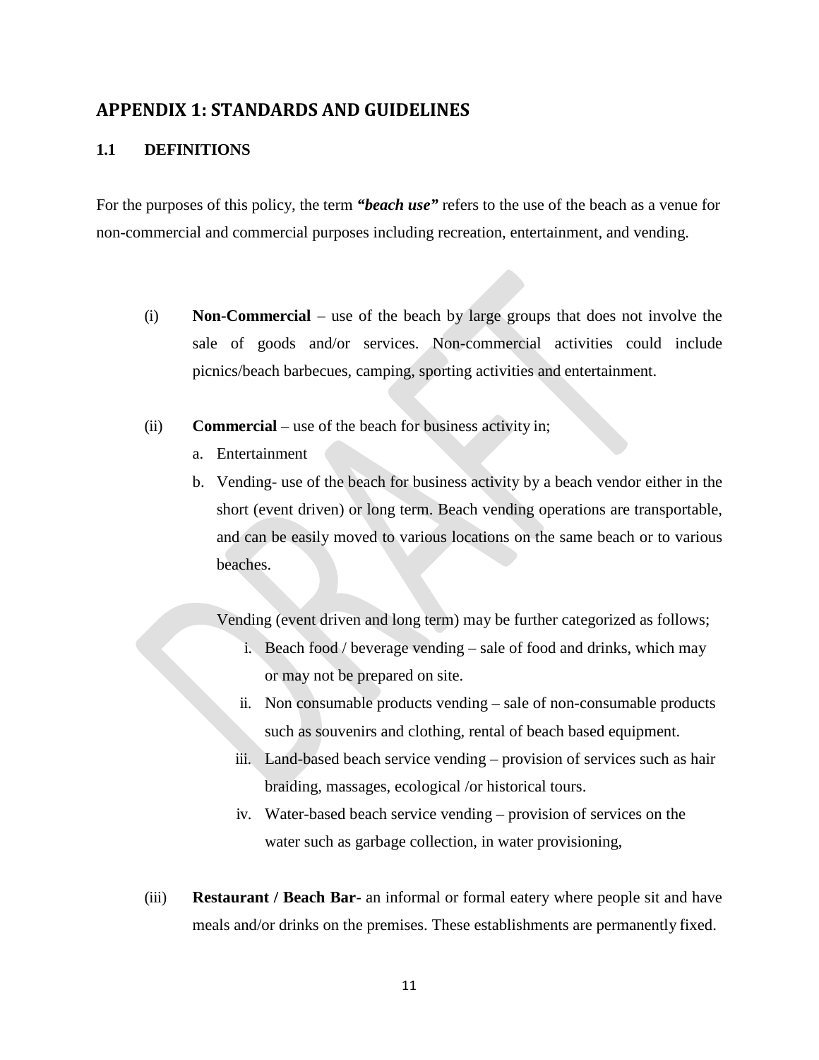## APPENDIX 1: STANDARDS AND GUIDELINES

### 1.1 DEFINITIONS

For the purposes of this policy, the term ***"beach use"*** refers to the use of the beach as a venue for non-commercial and commercial purposes including recreation, entertainment, and vending.

(i) **Non-Commercial** – use of the beach by large groups that does not involve the sale of goods and/or services. Non-commercial activities could include picnics/beach barbecues, camping, sporting activities and entertainment.

(ii) **Commercial** – use of the beach for business activity in;

a. Entertainment

b. Vending- use of the beach for business activity by a beach vendor either in the short (event driven) or long term. Beach vending operations are transportable, and can be easily moved to various locations on the same beach or to various beaches.

Vending (event driven and long term) may be further categorized as follows;

i. Beach food / beverage vending – sale of food and drinks, which may or may not be prepared on site.

ii. Non consumable products vending – sale of non-consumable products such as souvenirs and clothing, rental of beach based equipment.

iii. Land-based beach service vending – provision of services such as hair braiding, massages, ecological /or historical tours.

iv. Water-based beach service vending – provision of services on the water such as garbage collection, in water provisioning,

(iii) **Restaurant / Beach Bar**- an informal or formal eatery where people sit and have meals and/or drinks on the premises. These establishments are permanently fixed.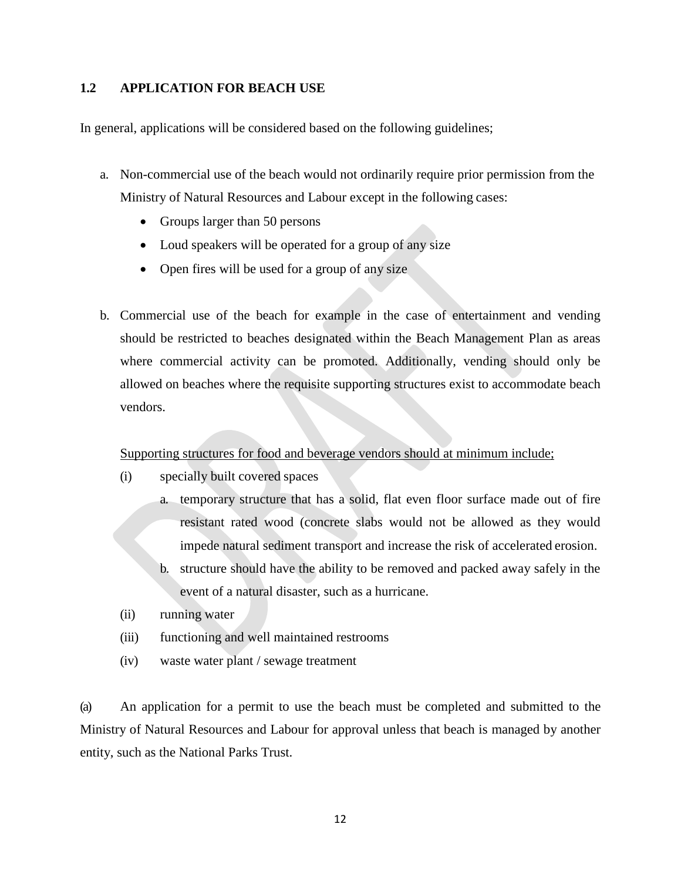## 1.2 APPLICATION FOR BEACH USE

In general, applications will be considered based on the following guidelines;

a. Non-commercial use of the beach would not ordinarily require prior permission from the Ministry of Natural Resources and Labour except in the following cases:
    - Groups larger than 50 persons
    - Loud speakers will be operated for a group of any size
    - Open fires will be used for a group of any size

b. Commercial use of the beach for example in the case of entertainment and vending should be restricted to beaches designated within the Beach Management Plan as areas where commercial activity can be promoted. Additionally, vending should only be allowed on beaches where the requisite supporting structures exist to accommodate beach vendors.

    <u>Supporting structures for food and beverage vendors should at minimum include;</u>

    (i) specially built covered spaces
        a. temporary structure that has a solid, flat even floor surface made out of fire resistant rated wood (concrete slabs would not be allowed as they would impede natural sediment transport and increase the risk of accelerated erosion.
        b. structure should have the ability to be removed and packed away safely in the event of a natural disaster, such as a hurricane.

    (ii) running water

    (iii) functioning and well maintained restrooms

    (iv) waste water plant / sewage treatment

(a) An application for a permit to use the beach must be completed and submitted to the Ministry of Natural Resources and Labour for approval unless that beach is managed by another entity, such as the National Parks Trust.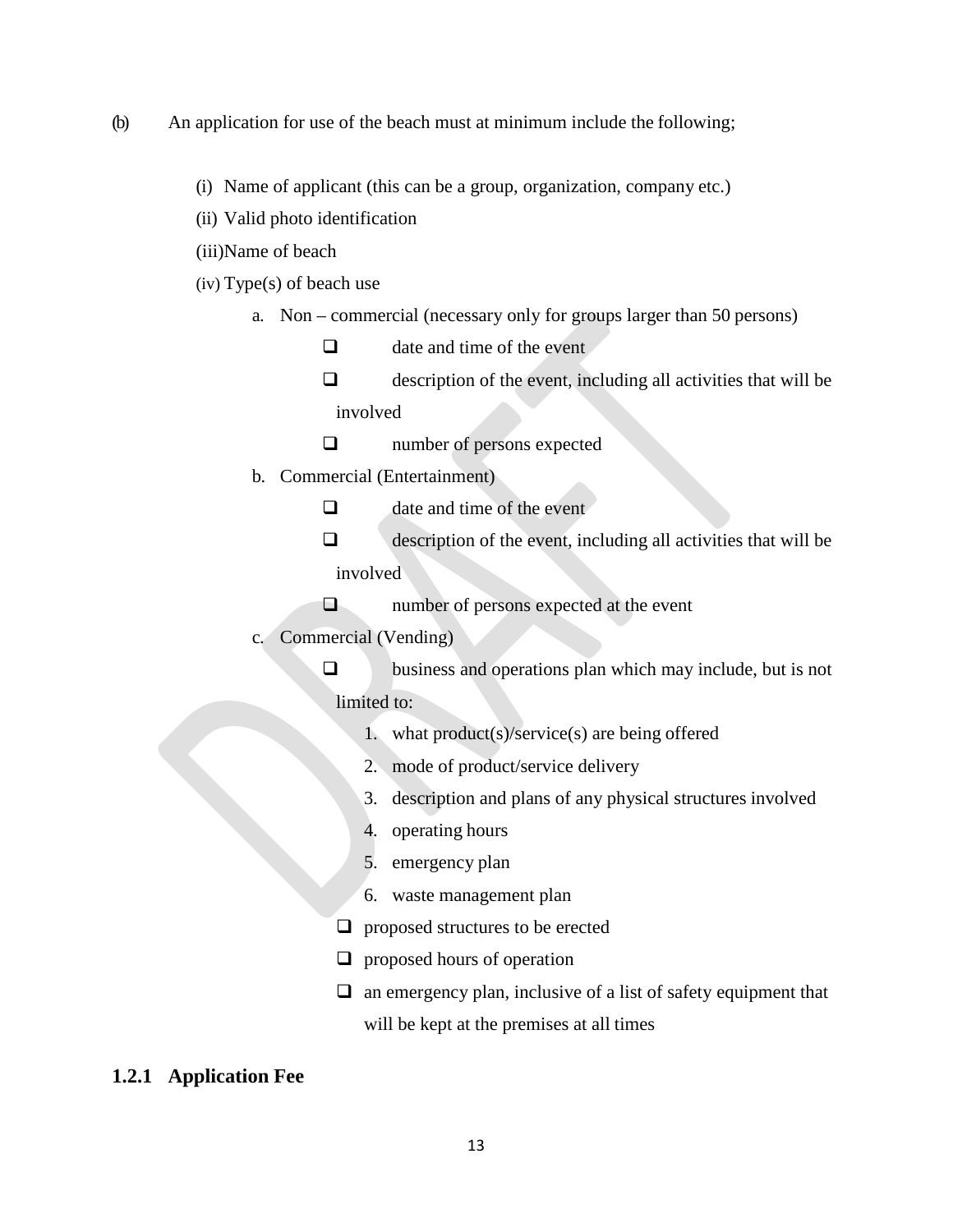(b) An application for use of the beach must at minimum include the following;

(i) Name of applicant (this can be a group, organization, company etc.)

(ii) Valid photo identification

(iii) Name of beach

(iv) Type(s) of beach use

a. Non – commercial (necessary only for groups larger than 50 persons)
   - ❑ date and time of the event
   - ❑ description of the event, including all activities that will be involved
   - ❑ number of persons expected

b. Commercial (Entertainment)
   - ❑ date and time of the event
   - ❑ description of the event, including all activities that will be involved
   - ❑ number of persons expected at the event

c. Commercial (Vending)
   - ❑ business and operations plan which may include, but is not limited to:
     1. what product(s)/service(s) are being offered
     2. mode of product/service delivery
     3. description and plans of any physical structures involved
     4. operating hours
     5. emergency plan
     6. waste management plan
   - ❑ proposed structures to be erected
   - ❑ proposed hours of operation
   - ❑ an emergency plan, inclusive of a list of safety equipment that will be kept at the premises at all times

### 1.2.1 Application Fee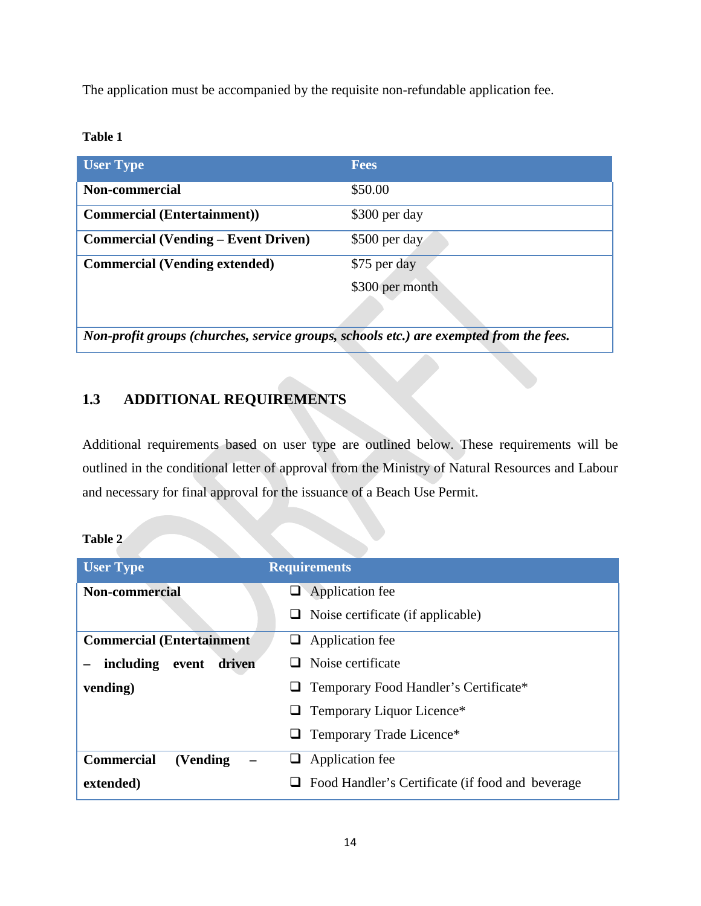The application must be accompanied by the requisite non-refundable application fee.

**Table 1**

| User Type | Fees |
|---|---|
| **Non-commercial** | $50.00 |
| **Commercial (Entertainment))** | $300 per day |
| **Commercial (Vending – Event Driven)** | $500 per day |
| **Commercial (Vending extended)** | $75 per day<br>$300 per month |
| ***Non-profit groups (churches, service groups, schools etc.) are exempted from the fees.*** | |

## 1.3 ADDITIONAL REQUIREMENTS

Additional requirements based on user type are outlined below. These requirements will be outlined in the conditional letter of approval from the Ministry of Natural Resources and Labour and necessary for final approval for the issuance of a Beach Use Permit.

**Table 2**

| User Type | Requirements |
|---|---|
| **Non-commercial** | ❑ Application fee<br>❑ Noise certificate (if applicable) |
| **Commercial (Entertainment – including event driven vending)** | ❑ Application fee<br>❑ Noise certificate<br>❑ Temporary Food Handler's Certificate*<br>❑ Temporary Liquor Licence*<br>❑ Temporary Trade Licence* |
| **Commercial (Vending – extended)** | ❑ Application fee<br>❑ Food Handler's Certificate (if food and beverage |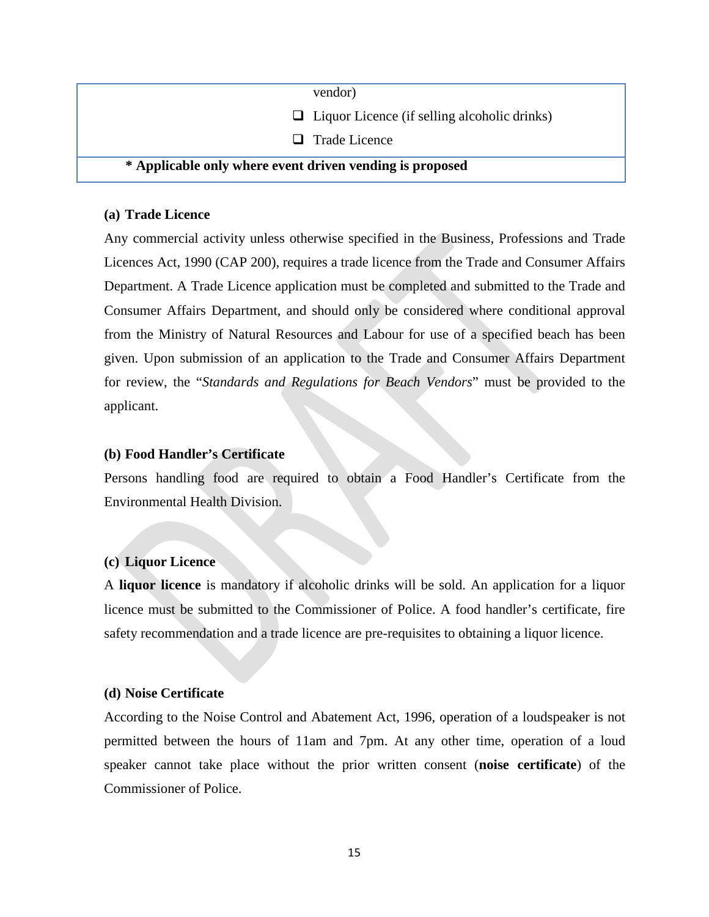| | |
|---|---|
| | vendor) |
| | ❑ Liquor Licence (if selling alcoholic drinks) |
| | ❑ Trade Licence |
| **\* Applicable only where event driven vending is proposed** | |

**(a) Trade Licence**

Any commercial activity unless otherwise specified in the Business, Professions and Trade Licences Act, 1990 (CAP 200), requires a trade licence from the Trade and Consumer Affairs Department. A Trade Licence application must be completed and submitted to the Trade and Consumer Affairs Department, and should only be considered where conditional approval from the Ministry of Natural Resources and Labour for use of a specified beach has been given. Upon submission of an application to the Trade and Consumer Affairs Department for review, the "*Standards and Regulations for Beach Vendors*" must be provided to the applicant.

**(b) Food Handler's Certificate**

Persons handling food are required to obtain a Food Handler's Certificate from the Environmental Health Division.

**(c) Liquor Licence**

A **liquor licence** is mandatory if alcoholic drinks will be sold. An application for a liquor licence must be submitted to the Commissioner of Police. A food handler's certificate, fire safety recommendation and a trade licence are pre-requisites to obtaining a liquor licence.

**(d) Noise Certificate**

According to the Noise Control and Abatement Act, 1996, operation of a loudspeaker is not permitted between the hours of 11am and 7pm. At any other time, operation of a loud speaker cannot take place without the prior written consent (**noise certificate**) of the Commissioner of Police.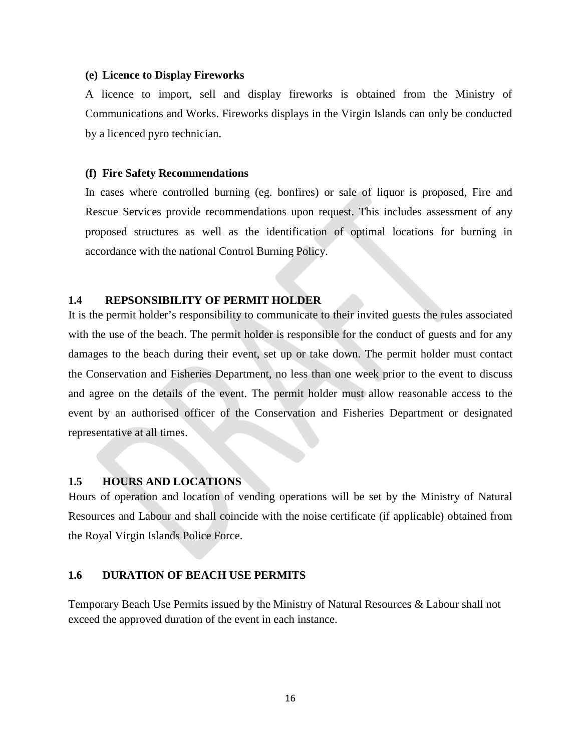**(e) Licence to Display Fireworks**

A licence to import, sell and display fireworks is obtained from the Ministry of Communications and Works. Fireworks displays in the Virgin Islands can only be conducted by a licenced pyro technician.

**(f) Fire Safety Recommendations**

In cases where controlled burning (eg. bonfires) or sale of liquor is proposed, Fire and Rescue Services provide recommendations upon request. This includes assessment of any proposed structures as well as the identification of optimal locations for burning in accordance with the national Control Burning Policy.

## 1.4 REPSONSIBILITY OF PERMIT HOLDER

It is the permit holder's responsibility to communicate to their invited guests the rules associated with the use of the beach. The permit holder is responsible for the conduct of guests and for any damages to the beach during their event, set up or take down. The permit holder must contact the Conservation and Fisheries Department, no less than one week prior to the event to discuss and agree on the details of the event. The permit holder must allow reasonable access to the event by an authorised officer of the Conservation and Fisheries Department or designated representative at all times.

## 1.5 HOURS AND LOCATIONS

Hours of operation and location of vending operations will be set by the Ministry of Natural Resources and Labour and shall coincide with the noise certificate (if applicable) obtained from the Royal Virgin Islands Police Force.

## 1.6 DURATION OF BEACH USE PERMITS

Temporary Beach Use Permits issued by the Ministry of Natural Resources & Labour shall not exceed the approved duration of the event in each instance.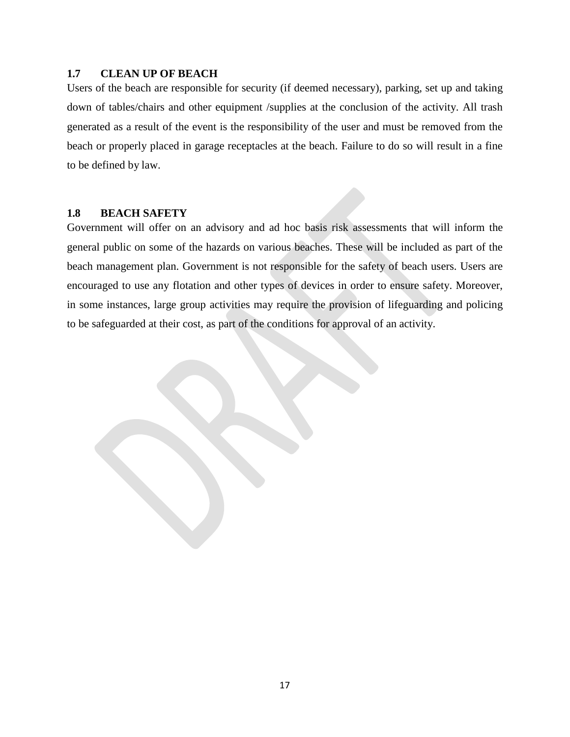## 1.7 CLEAN UP OF BEACH

Users of the beach are responsible for security (if deemed necessary), parking, set up and taking down of tables/chairs and other equipment /supplies at the conclusion of the activity. All trash generated as a result of the event is the responsibility of the user and must be removed from the beach or properly placed in garage receptacles at the beach. Failure to do so will result in a fine to be defined by law.

## 1.8 BEACH SAFETY

Government will offer on an advisory and ad hoc basis risk assessments that will inform the general public on some of the hazards on various beaches. These will be included as part of the beach management plan. Government is not responsible for the safety of beach users. Users are encouraged to use any flotation and other types of devices in order to ensure safety. Moreover, in some instances, large group activities may require the provision of lifeguarding and policing to be safeguarded at their cost, as part of the conditions for approval of an activity.